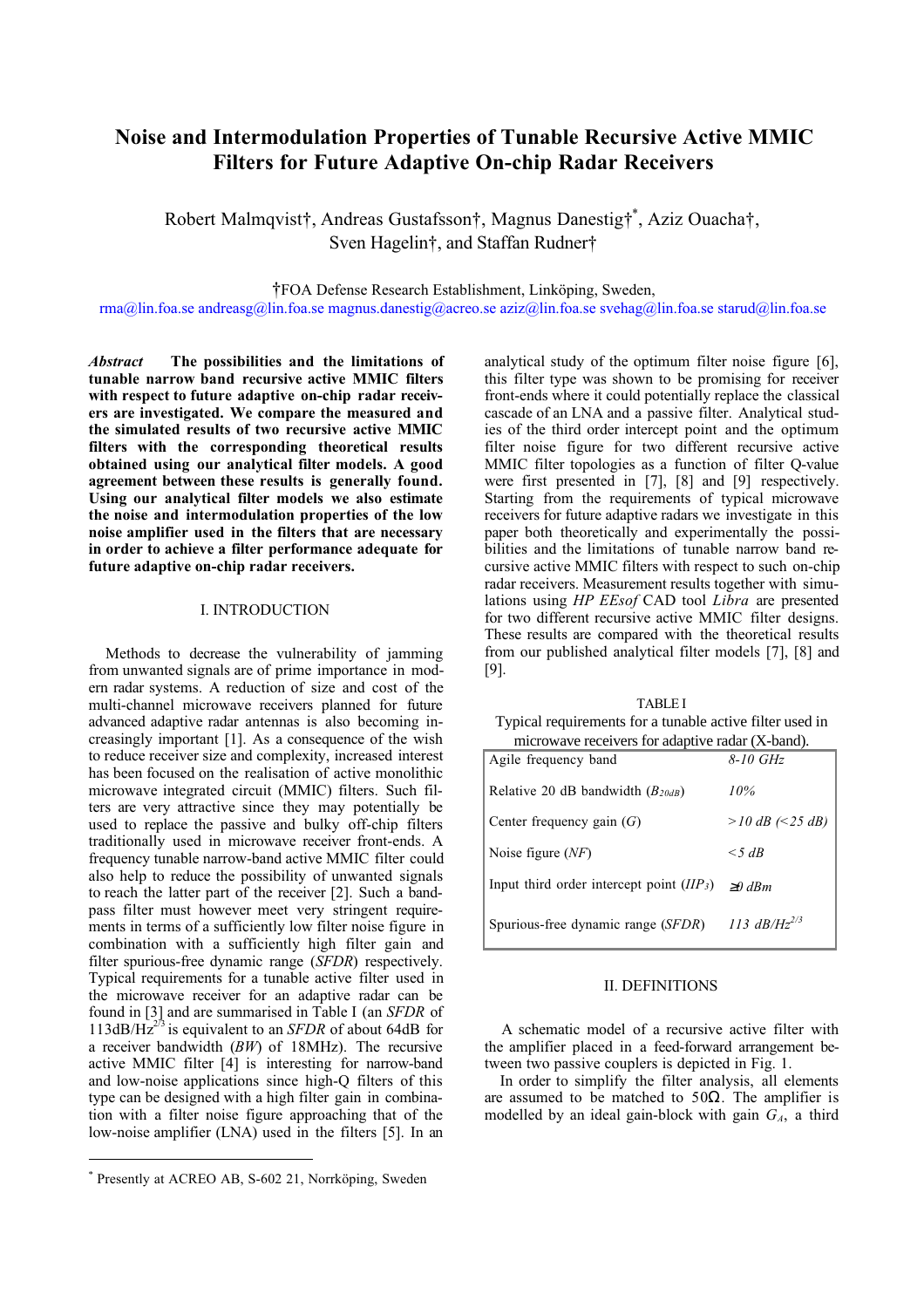# Noise and Intermodulation Properties of Tunable Recursive Active MMIC Filters for Future Adaptive On-chip Radar Receivers

Robert Malmqvist†, Andreas Gustafsson†, Magnus Danestig†*, Aziz Ouacha†, Sven Hagelin†, and Staffan Rudner†

†FOA Defense Research Establishment, Linköping, Sweden,
rma@lin.foa.se andreasg@lin.foa.se magnus.danestig@acreo.se aziz@lin.foa.se svehag@lin.foa.se starud@lin.foa.se

***Abstract*** **The possibilities and the limitations of tunable narrow band recursive active MMIC filters with respect to future adaptive on-chip radar receivers are investigated. We compare the measured and the simulated results of two recursive active MMIC filters with the corresponding theoretical results obtained using our analytical filter models. A good agreement between these results is generally found. Using our analytical filter models we also estimate the noise and intermodulation properties of the low noise amplifier used in the filters that are necessary in order to achieve a filter performance adequate for future adaptive on-chip radar receivers.**

## I. INTRODUCTION

Methods to decrease the vulnerability of jamming from unwanted signals are of prime importance in modern radar systems. A reduction of size and cost of the multi-channel microwave receivers planned for future advanced adaptive radar antennas is also becoming increasingly important [1]. As a consequence of the wish to reduce receiver size and complexity, increased interest has been focused on the realisation of active monolithic microwave integrated circuit (MMIC) filters. Such filters are very attractive since they may potentially be used to replace the passive and bulky off-chip filters traditionally used in microwave receiver front-ends. A frequency tunable narrow-band active MMIC filter could also help to reduce the possibility of unwanted signals to reach the latter part of the receiver [2]. Such a band-pass filter must however meet very stringent requirements in terms of a sufficiently low filter noise figure in combination with a sufficiently high filter gain and filter spurious-free dynamic range (*SFDR*) respectively. Typical requirements for a tunable active filter used in the microwave receiver for an adaptive radar can be found in [3] and are summarised in Table I (an *SFDR* of 113dB/Hz$^{2/3}$ is equivalent to an *SFDR* of about 64dB for a receiver bandwidth (*BW*) of 18MHz). The recursive active MMIC filter [4] is interesting for narrow-band and low-noise applications since high-Q filters of this type can be designed with a high filter gain in combination with a filter noise figure approaching that of the low-noise amplifier (LNA) used in the filters [5]. In an analytical study of the optimum filter noise figure [6], this filter type was shown to be promising for receiver front-ends where it could potentially replace the classical cascade of an LNA and a passive filter. Analytical studies of the third order intercept point and the optimum filter noise figure for two different recursive active MMIC filter topologies as a function of filter Q-value were first presented in [7], [8] and [9] respectively. Starting from the requirements of typical microwave receivers for future adaptive radars we investigate in this paper both theoretically and experimentally the possibilities and the limitations of tunable narrow band recursive active MMIC filters with respect to such on-chip radar receivers. Measurement results together with simulations using *HP EEsof* CAD tool *Libra* are presented for two different recursive active MMIC filter designs. These results are compared with the theoretical results from our published analytical filter models [7], [8] and [9].

TABLE I
Typical requirements for a tunable active filter used in microwave receivers for adaptive radar (X-band).

| | |
|---|---|
| Agile frequency band | *8-10 GHz* |
| Relative 20 dB bandwidth ($B_{20dB}$) | *10%* |
| Center frequency gain (*G*) | *>10 dB (<25 dB)* |
| Noise figure (*NF*) | *<5 dB* |
| Input third order intercept point ($IIP_3$) | *≥0 dBm* |
| Spurious-free dynamic range (*SFDR*) | *113 dB/Hz$^{2/3}$* |

## II. DEFINITIONS

A schematic model of a recursive active filter with the amplifier placed in a feed-forward arrangement between two passive couplers is depicted in Fig. 1.

In order to simplify the filter analysis, all elements are assumed to be matched to 50Ω. The amplifier is modelled by an ideal gain-block with gain $G_A$, a third

* Presently at ACREO AB, S-602 21, Norrköping, Sweden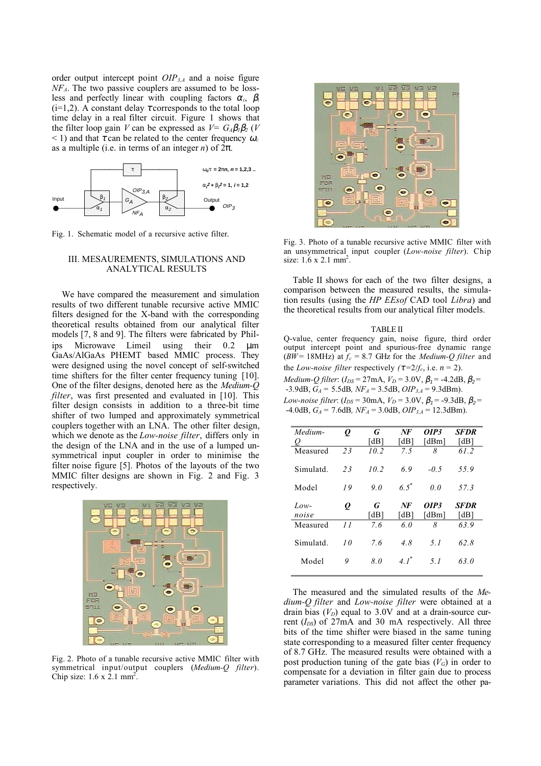order output intercept point $OIP_{3,A}$ and a noise figure $NF_A$. The two passive couplers are assumed to be lossless and perfectly linear with coupling factors $\alpha_i$, $\beta_i$ (i=1,2). A constant delay $\tau$ corresponds to the total loop time delay in a real filter circuit. Figure 1 shows that the filter loop gain $V$ can be expressed as $V= G_A\beta_1\beta_2$ ($V < 1$) and that $\tau$ can be related to the center frequency $\omega_c$ as a multiple (i.e. in terms of an integer $n$) of $2\pi$.

Fig. 1. Schematic model of a recursive active filter.

## III. MESAUREMENTS, SIMULATIONS AND ANALYTICAL RESULTS

We have compared the measurement and simulation results of two different tunable recursive active MMIC filters designed for the X-band with the corresponding theoretical results obtained from our analytical filter models [7, 8 and 9]. The filters were fabricated by Philips Microwave Limeil using their 0.2 μm GaAs/AlGaAs PHEMT based MMIC process. They were designed using the novel concept of self-switched time shifters for the filter center frequency tuning [10]. One of the filter designs, denoted here as the *Medium-Q filter*, was first presented and evaluated in [10]. This filter design consists in addition to a three-bit time shifter of two lumped and approximately symmetrical couplers together with an LNA. The other filter design, which we denote as the *Low-noise filter*, differs only in the design of the LNA and in the use of a lumped unsymmetrical input coupler in order to minimise the filter noise figure [5]. Photos of the layouts of the two MMIC filter designs are shown in Fig. 2 and Fig. 3 respectively.

Fig. 2. Photo of a tunable recursive active MMIC filter with symmetrical input/output couplers (*Medium-Q filter*). Chip size: 1.6 x 2.1 mm$^2$.

Fig. 3. Photo of a tunable recursive active MMIC filter with an unsymmetrical input coupler (*Low-noise filter*). Chip size: 1.6 x 2.1 mm$^2$.

Table II shows for each of the two filter designs, a comparison between the measured results, the simulation results (using the *HP EEsof* CAD tool *Libra*) and the theoretical results from our analytical filter models.

TABLE II

Q-value, center frequency gain, noise figure, third order output intercept point and spurious-free dynamic range ($BW$ = 18MHz) at $f_c$ = 8.7 GHz for the *Medium-Q filter* and the *Low-noise filter* respectively ($\tau$=2/$f_c$, i.e. $n$ = 2).

*Medium-Q filter*: ($I_{DS}$ = 27mA, $V_D$ = 3.0V, $\beta_1$ = -4.2dB, $\beta_2$ = -3.9dB, $G_A$ = 5.5dB, $NF_A$ = 3.5dB, $OIP_{3,A}$ = 9.3dBm).

*Low-noise filter*: ($I_{DS}$ = 30mA, $V_D$ = 3.0V, $\beta_1$ = -9.3dB, $\beta_2$ = -4.0dB, $G_A$ = 7.6dB, $NF_A$ = 3.0dB, $OIP_{3,A}$ = 12.3dBm).

| *Medium-Q* | ***Q*** | ***G*** [dB] | ***NF*** [dB] | ***OIP3*** [dBm] | ***SFDR*** [dB] |
|---|---|---|---|---|---|
| Measured | 23 | 10.2 | 7.5 | 8 | 61.2 |
| Simulatd. | 23 | 10.2 | 6.9 | -0.5 | 55.9 |
| Model | 19 | 9.0 | 6.5* | 0.0 | 57.3 |
| ***Low-noise*** | ***Q*** | ***G*** [dB] | ***NF*** [dB] | ***OIP3*** [dBm] | ***SFDR*** [dB] |
| Measured | 11 | 7.6 | 6.0 | 8 | 63.9 |
| Simulatd. | 10 | 7.6 | 4.8 | 5.1 | 62.8 |
| Model | 9 | 8.0 | 4.1* | 5.1 | 63.0 |

The measured and the simulated results of the *Medium-Q filter* and *Low-noise filter* were obtained at a drain bias ($V_D$) equal to 3.0V and at a drain-source current ($I_{DS}$) of 27mA and 30 mA respectively. All three bits of the time shifter were biased in the same tuning state corresponding to a measured filter center frequency of 8.7 GHz. The measured results were obtained with a post production tuning of the gate bias ($V_G$) in order to compensate for a deviation in filter gain due to process parameter variations. This did not affect the other pa-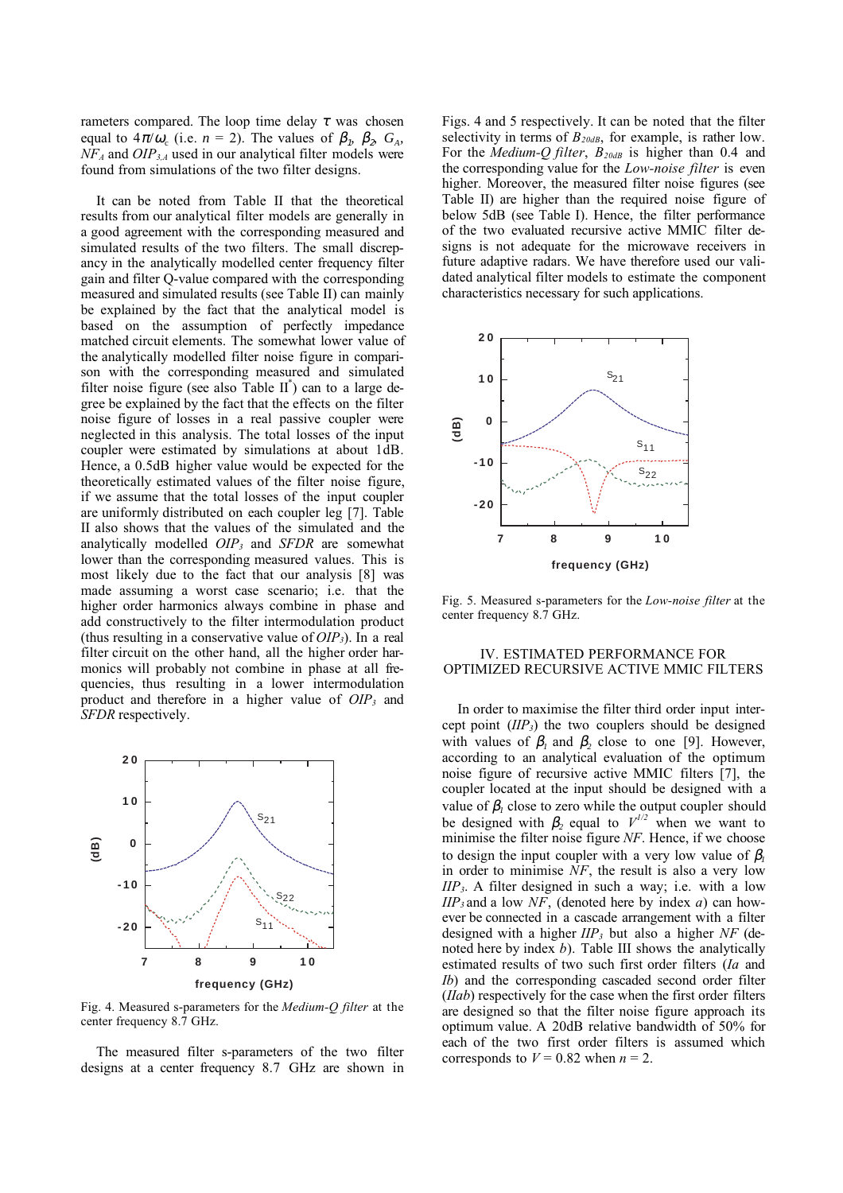rameters compared. The loop time delay $\tau$ was chosen equal to $4\pi/\omega_c$ (i.e. $n$ = 2). The values of $\beta_1$, $\beta_2$, $G_A$, $NF_A$ and $OIP_{3,A}$ used in our analytical filter models were found from simulations of the two filter designs.

It can be noted from Table II that the theoretical results from our analytical filter models are generally in a good agreement with the corresponding measured and simulated results of the two filters. The small discrepancy in the analytically modelled center frequency filter gain and filter Q-value compared with the corresponding measured and simulated results (see Table II) can mainly be explained by the fact that the analytical model is based on the assumption of perfectly impedance matched circuit elements. The somewhat lower value of the analytically modelled filter noise figure in comparison with the corresponding measured and simulated filter noise figure (see also Table II*) can to a large degree be explained by the fact that the effects on the filter noise figure of losses in a real passive coupler were neglected in this analysis. The total losses of the input coupler were estimated by simulations at about 1dB. Hence, a 0.5dB higher value would be expected for the theoretically estimated values of the filter noise figure, if we assume that the total losses of the input coupler are uniformly distributed on each coupler leg [7]. Table II also shows that the values of the simulated and the analytically modelled $OIP_3$ and *SFDR* are somewhat lower than the corresponding measured values. This is most likely due to the fact that our analysis [8] was made assuming a worst case scenario; i.e. that the higher order harmonics always combine in phase and add constructively to the filter intermodulation product (thus resulting in a conservative value of $OIP_3$). In a real filter circuit on the other hand, all the higher order harmonics will probably not combine in phase at all frequencies, thus resulting in a lower intermodulation product and therefore in a higher value of $OIP_3$ and *SFDR* respectively.

Fig. 4. Measured s-parameters for the *Medium-Q filter* at the center frequency 8.7 GHz.

The measured filter s-parameters of the two filter designs at a center frequency 8.7 GHz are shown in Figs. 4 and 5 respectively. It can be noted that the filter selectivity in terms of $B_{20dB}$, for example, is rather low. For the *Medium-Q filter*, $B_{20dB}$ is higher than 0.4 and the corresponding value for the *Low-noise filter* is even higher. Moreover, the measured filter noise figures (see Table II) are higher than the required noise figure of below 5dB (see Table I). Hence, the filter performance of the two evaluated recursive active MMIC filter designs is not adequate for the microwave receivers in future adaptive radars. We have therefore used our validated analytical filter models to estimate the component characteristics necessary for such applications.

Fig. 5. Measured s-parameters for the *Low-noise filter* at the center frequency 8.7 GHz.

## IV. ESTIMATED PERFORMANCE FOR OPTIMIZED RECURSIVE ACTIVE MMIC FILTERS

In order to maximise the filter third order input intercept point ($IIP_3$) the two couplers should be designed with values of $\beta_1$ and $\beta_2$ close to one [9]. However, according to an analytical evaluation of the optimum noise figure of recursive active MMIC filters [7], the coupler located at the input should be designed with a value of $\beta_1$ close to zero while the output coupler should be designed with $\beta_2$ equal to $V^{1/2}$ when we want to minimise the filter noise figure *NF*. Hence, if we choose to design the input coupler with a very low value of $\beta_1$ in order to minimise *NF*, the result is also a very low $IIP_3$. A filter designed in such a way; i.e. with a low $IIP_3$ and a low *NF*, (denoted here by index *a*) can however be connected in a cascade arrangement with a filter designed with a higher $IIP_3$ but also a higher *NF* (denoted here by index *b*). Table III shows the analytically estimated results of two such first order filters (*Ia* and *Ib*) and the corresponding cascaded second order filter (*IIab*) respectively for the case when the first order filters are designed so that the filter noise figure approach its optimum value. A 20dB relative bandwidth of 50% for each of the two first order filters is assumed which corresponds to $V$ = 0.82 when $n$ = 2.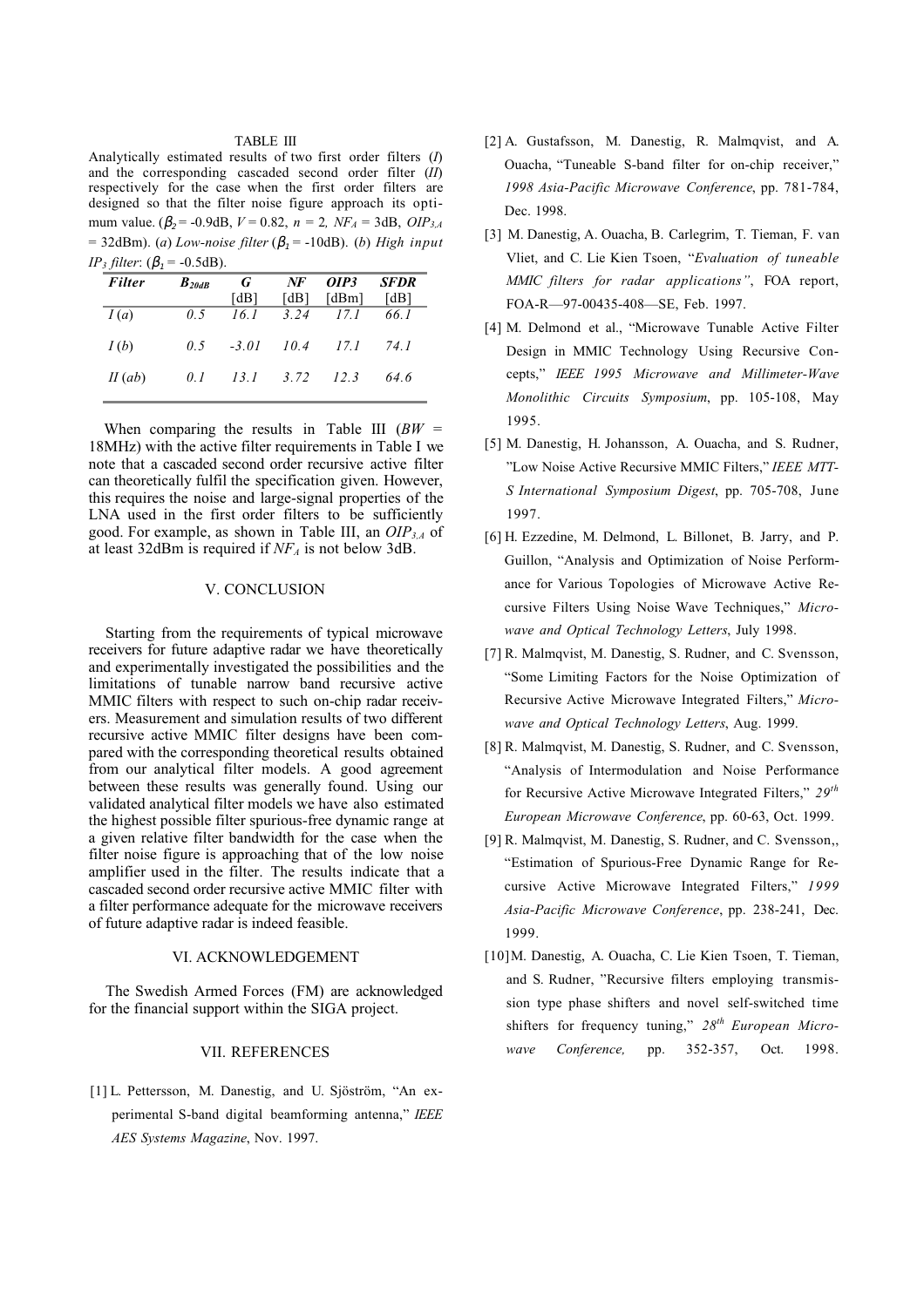TABLE III

Analytically estimated results of two first order filters (*I*) and the corresponding cascaded second order filter (*II*) respectively for the case when the first order filters are designed so that the filter noise figure approach its optimum value. ($\beta_2$ = -0.9dB, $V$ = 0.82, $n$ = 2, $NF_A$ = 3dB, $OIP_{3,A}$ = 32dBm). (*a*) *Low-noise filter* ($\beta_1$ = -10dB). (*b*) *High input $IP_3$ filter*: ($\beta_1$ = -0.5dB).

| ***Filter*** | $B_{20dB}$ | ***G*** [dB] | ***NF*** [dB] | ***OIP3*** [dBm] | ***SFDR*** [dB] |
|---|---|---|---|---|---|
| *I* (*a*) | *0.5* | *16.1* | *3.24* | *17.1* | *66.1* |
| *I* (*b*) | *0.5* | *-3.01* | *10.4* | *17.1* | *74.1* |
| *II* (*ab*) | *0.1* | *13.1* | *3.72* | *12.3* | *64.6* |

When comparing the results in Table III ($BW$ = 18MHz) with the active filter requirements in Table I we note that a cascaded second order recursive active filter can theoretically fulfil the specification given. However, this requires the noise and large-signal properties of the LNA used in the first order filters to be sufficiently good. For example, as shown in Table III, an $OIP_{3,A}$ of at least 32dBm is required if $NF_A$ is not below 3dB.

## V. CONCLUSION

Starting from the requirements of typical microwave receivers for future adaptive radar we have theoretically and experimentally investigated the possibilities and the limitations of tunable narrow band recursive active MMIC filters with respect to such on-chip radar receivers. Measurement and simulation results of two different recursive active MMIC filter designs have been compared with the corresponding theoretical results obtained from our analytical filter models. A good agreement between these results was generally found. Using our validated analytical filter models we have also estimated the highest possible filter spurious-free dynamic range at a given relative filter bandwidth for the case when the filter noise figure is approaching that of the low noise amplifier used in the filter. The results indicate that a cascaded second order recursive active MMIC filter with a filter performance adequate for the microwave receivers of future adaptive radar is indeed feasible.

## VI. ACKNOWLEDGEMENT

The Swedish Armed Forces (FM) are acknowledged for the financial support within the SIGA project.

## VII. REFERENCES

[1] L. Pettersson, M. Danestig, and U. Sjöström, "An experimental S-band digital beamforming antenna," *IEEE AES Systems Magazine*, Nov. 1997.

[2] A. Gustafsson, M. Danestig, R. Malmqvist, and A. Ouacha, "Tuneable S-band filter for on-chip receiver," *1998 Asia-Pacific Microwave Conference*, pp. 781-784, Dec. 1998.

[3] M. Danestig, A. Ouacha, B. Carlegrim, T. Tieman, F. van Vliet, and C. Lie Kien Tsoen, "*Evaluation of tuneable MMIC filters for radar applications"*, FOA report, FOA-R—97-00435-408—SE, Feb. 1997.

[4] M. Delmond et al., "Microwave Tunable Active Filter Design in MMIC Technology Using Recursive Concepts," *IEEE 1995 Microwave and Millimeter-Wave Monolithic Circuits Symposium*, pp. 105-108, May 1995.

[5] M. Danestig, H. Johansson, A. Ouacha, and S. Rudner, "Low Noise Active Recursive MMIC Filters," *IEEE MTT-S International Symposium Digest*, pp. 705-708, June 1997.

[6] H. Ezzedine, M. Delmond, L. Billonet, B. Jarry, and P. Guillon, "Analysis and Optimization of Noise Performance for Various Topologies of Microwave Active Recursive Filters Using Noise Wave Techniques," *Microwave and Optical Technology Letters*, July 1998.

[7] R. Malmqvist, M. Danestig, S. Rudner, and C. Svensson, "Some Limiting Factors for the Noise Optimization of Recursive Active Microwave Integrated Filters," *Microwave and Optical Technology Letters*, Aug. 1999.

[8] R. Malmqvist, M. Danestig, S. Rudner, and C. Svensson, "Analysis of Intermodulation and Noise Performance for Recursive Active Microwave Integrated Filters," *29th European Microwave Conference*, pp. 60-63, Oct. 1999.

[9] R. Malmqvist, M. Danestig, S. Rudner, and C. Svensson,, "Estimation of Spurious-Free Dynamic Range for Recursive Active Microwave Integrated Filters," *1999 Asia-Pacific Microwave Conference*, pp. 238-241, Dec. 1999.

[10] M. Danestig, A. Ouacha, C. Lie Kien Tsoen, T. Tieman, and S. Rudner, "Recursive filters employing transmission type phase shifters and novel self-switched time shifters for frequency tuning," *28th European Microwave Conference,* pp. 352-357, Oct. 1998.